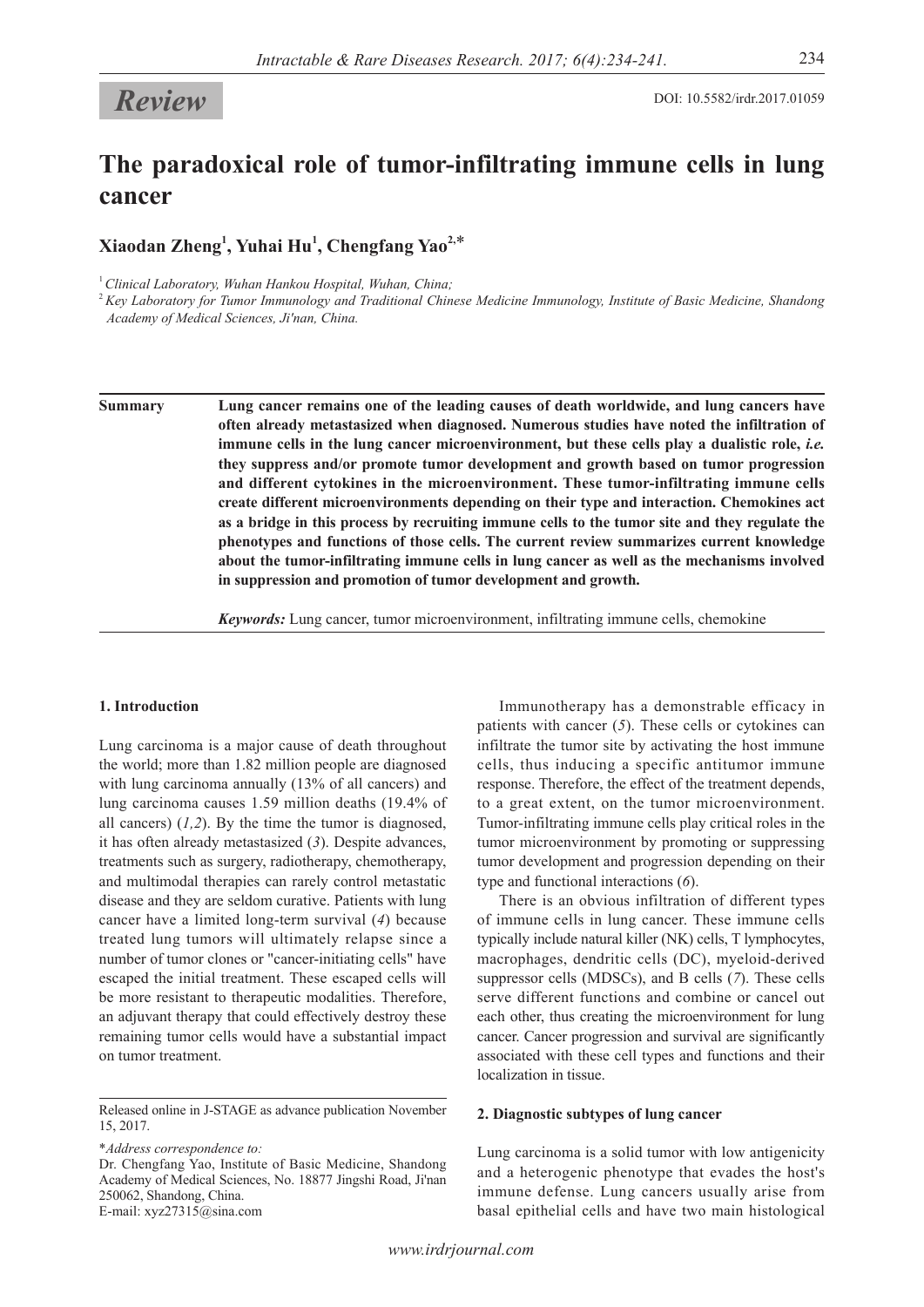*Review*

DOI: 10.5582/irdr.2017.01059

# The paradoxical role of tumor-infiltrating immune cells in lung cancer

**Xiaodan Zheng[1], Yuhai Hu[1], Chengfang Yao[2,*]**

[1] *Clinical Laboratory, Wuhan Hankou Hospital, Wuhan, China;*
[2] *Key Laboratory for Tumor Immunology and Traditional Chinese Medicine Immunology, Institute of Basic Medicine, Shandong Academy of Medical Sciences, Ji'nan, China.*

**Summary** **Lung cancer remains one of the leading causes of death worldwide, and lung cancers have often already metastasized when diagnosed. Numerous studies have noted the infiltration of immune cells in the lung cancer microenvironment, but these cells play a dualistic role, *i.e.* they suppress and/or promote tumor development and growth based on tumor progression and different cytokines in the microenvironment. These tumor-infiltrating immune cells create different microenvironments depending on their type and interaction. Chemokines act as a bridge in this process by recruiting immune cells to the tumor site and they regulate the phenotypes and functions of those cells. The current review summarizes current knowledge about the tumor-infiltrating immune cells in lung cancer as well as the mechanisms involved in suppression and promotion of tumor development and growth.**

***Keywords:*** Lung cancer, tumor microenvironment, infiltrating immune cells, chemokine

## 1. Introduction

Lung carcinoma is a major cause of death throughout the world; more than 1.82 million people are diagnosed with lung carcinoma annually (13% of all cancers) and lung carcinoma causes 1.59 million deaths (19.4% of all cancers) (*1,2*). By the time the tumor is diagnosed, it has often already metastasized (*3*). Despite advances, treatments such as surgery, radiotherapy, chemotherapy, and multimodal therapies can rarely control metastatic disease and they are seldom curative. Patients with lung cancer have a limited long-term survival (*4*) because treated lung tumors will ultimately relapse since a number of tumor clones or "cancer-initiating cells" have escaped the initial treatment. These escaped cells will be more resistant to therapeutic modalities. Therefore, an adjuvant therapy that could effectively destroy these remaining tumor cells would have a substantial impact on tumor treatment.

Immunotherapy has a demonstrable efficacy in patients with cancer (*5*). These cells or cytokines can infiltrate the tumor site by activating the host immune cells, thus inducing a specific antitumor immune response. Therefore, the effect of the treatment depends, to a great extent, on the tumor microenvironment. Tumor-infiltrating immune cells play critical roles in the tumor microenvironment by promoting or suppressing tumor development and progression depending on their type and functional interactions (*6*).

There is an obvious infiltration of different types of immune cells in lung cancer. These immune cells typically include natural killer (NK) cells, T lymphocytes, macrophages, dendritic cells (DC), myeloid-derived suppressor cells (MDSCs), and B cells (*7*). These cells serve different functions and combine or cancel out each other, thus creating the microenvironment for lung cancer. Cancer progression and survival are significantly associated with these cell types and functions and their localization in tissue.

## 2. Diagnostic subtypes of lung cancer

Lung carcinoma is a solid tumor with low antigenicity and a heterogenic phenotype that evades the host's immune defense. Lung cancers usually arise from basal epithelial cells and have two main histological

---

Released online in J-STAGE as advance publication November 15, 2017.

\**Address correspondence to:*
Dr. Chengfang Yao, Institute of Basic Medicine, Shandong Academy of Medical Sciences, No. 18877 Jingshi Road, Ji'nan 250062, Shandong, China.
E-mail: xyz27315@sina.com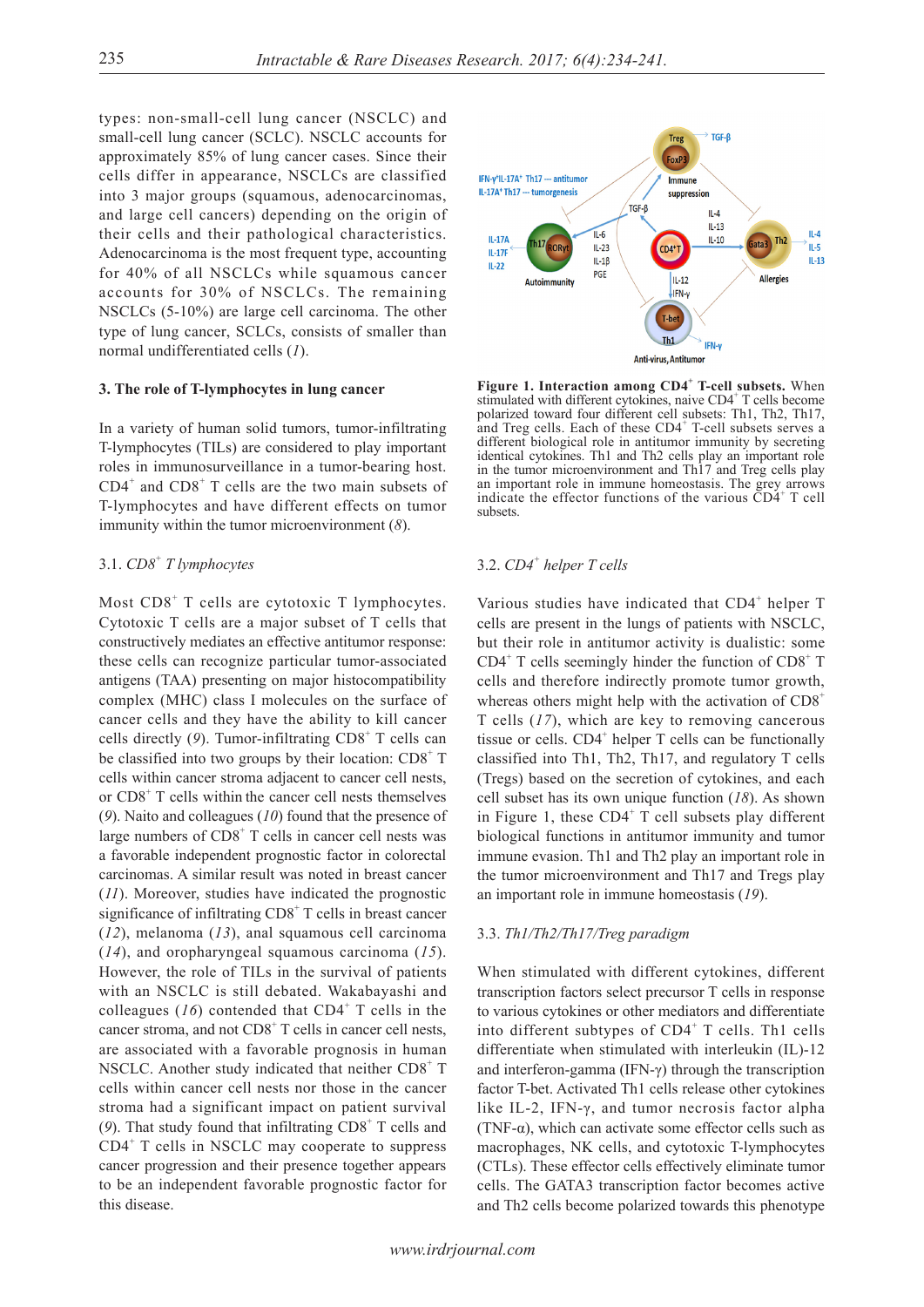types: non-small-cell lung cancer (NSCLC) and small-cell lung cancer (SCLC). NSCLC accounts for approximately 85% of lung cancer cases. Since their cells differ in appearance, NSCLCs are classified into 3 major groups (squamous, adenocarcinomas, and large cell cancers) depending on the origin of their cells and their pathological characteristics. Adenocarcinoma is the most frequent type, accounting for 40% of all NSCLCs while squamous cancer accounts for 30% of NSCLCs. The remaining NSCLCs (5-10%) are large cell carcinoma. The other type of lung cancer, SCLCs, consists of smaller than normal undifferentiated cells (*1*).

### 3. The role of T-lymphocytes in lung cancer

In a variety of human solid tumors, tumor-infiltrating T-lymphocytes (TILs) are considered to play important roles in immunosurveillance in a tumor-bearing host. $CD4^+$ and $CD8^+$ T cells are the two main subsets of T-lymphocytes and have different effects on tumor immunity within the tumor microenvironment (*8*).

#### 3.1. *$CD8^+$ T lymphocytes*

Most $CD8^+$ T cells are cytotoxic T lymphocytes. Cytotoxic T cells are a major subset of T cells that constructively mediates an effective antitumor response: these cells can recognize particular tumor-associated antigens (TAA) presenting on major histocompatibility complex (MHC) class I molecules on the surface of cancer cells and they have the ability to kill cancer cells directly (*9*). Tumor-infiltrating $CD8^+$ T cells can be classified into two groups by their location: $CD8^+$ T cells within cancer stroma adjacent to cancer cell nests, or $CD8^+$ T cells within the cancer cell nests themselves (*9*). Naito and colleagues (*10*) found that the presence of large numbers of $CD8^+$ T cells in cancer cell nests was a favorable independent prognostic factor in colorectal carcinomas. A similar result was noted in breast cancer (*11*). Moreover, studies have indicated the prognostic significance of infiltrating $CD8^+$ T cells in breast cancer (*12*), melanoma (*13*), anal squamous cell carcinoma (*14*), and oropharyngeal squamous carcinoma (*15*). However, the role of TILs in the survival of patients with an NSCLC is still debated. Wakabayashi and colleagues (*16*) contended that $CD4^+$ T cells in the cancer stroma, and not $CD8^+$ T cells in cancer cell nests, are associated with a favorable prognosis in human NSCLC. Another study indicated that neither $CD8^+$ T cells within cancer cell nests nor those in the cancer stroma had a significant impact on patient survival (*9*). That study found that infiltrating $CD8^+$ T cells and $CD4^+$ T cells in NSCLC may cooperate to suppress cancer progression and their presence together appears to be an independent favorable prognostic factor for this disease.

**Figure 1. Interaction among $CD4^+$ T-cell subsets.** When stimulated with different cytokines, naive $CD4^+$ T cells become polarized toward four different cell subsets: Th1, Th2, Th17, and Treg cells. Each of these $CD4^+$ T-cell subsets serves a different biological role in antitumor immunity by secreting identical cytokines. Th1 and Th2 cells play an important role in the tumor microenvironment and Th17 and Treg cells play an important role in immune homeostasis. The grey arrows indicate the effector functions of the various $CD4^+$ T cell subsets.

#### 3.2. *$CD4^+$ helper T cells*

Various studies have indicated that $CD4^+$ helper T cells are present in the lungs of patients with NSCLC, but their role in antitumor activity is dualistic: some $CD4^+$ T cells seemingly hinder the function of $CD8^+$ T cells and therefore indirectly promote tumor growth, whereas others might help with the activation of $CD8^+$ T cells (*17*), which are key to removing cancerous tissue or cells. $CD4^+$ helper T cells can be functionally classified into Th1, Th2, Th17, and regulatory T cells (Tregs) based on the secretion of cytokines, and each cell subset has its own unique function (*18*). As shown in Figure 1, these $CD4^+$ T cell subsets play different biological functions in antitumor immunity and tumor immune evasion. Th1 and Th2 play an important role in the tumor microenvironment and Th17 and Tregs play an important role in immune homeostasis (*19*).

#### 3.3. *Th1/Th2/Th17/Treg paradigm*

When stimulated with different cytokines, different transcription factors select precursor T cells in response to various cytokines or other mediators and differentiate into different subtypes of $CD4^+$ T cells. Th1 cells differentiate when stimulated with interleukin (IL)-12 and interferon-gamma (IFN-γ) through the transcription factor T-bet. Activated Th1 cells release other cytokines like IL-2, IFN-γ, and tumor necrosis factor alpha (TNF-α), which can activate some effector cells such as macrophages, NK cells, and cytotoxic T-lymphocytes (CTLs). These effector cells effectively eliminate tumor cells. The GATA3 transcription factor becomes active and Th2 cells become polarized towards this phenotype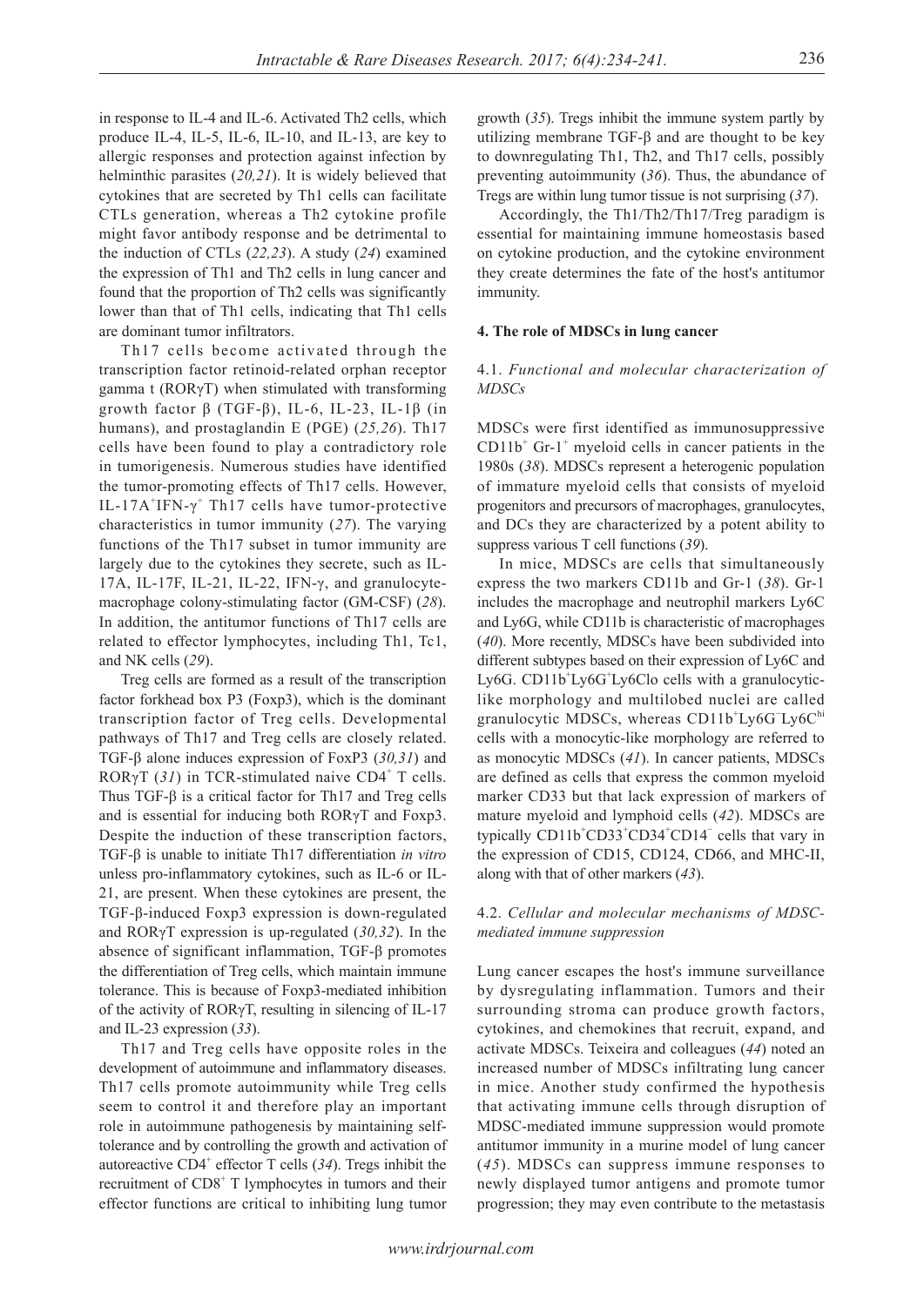in response to IL-4 and IL-6. Activated Th2 cells, which produce IL-4, IL-5, IL-6, IL-10, and IL-13, are key to allergic responses and protection against infection by helminthic parasites (*20,21*). It is widely believed that cytokines that are secreted by Th1 cells can facilitate CTLs generation, whereas a Th2 cytokine profile might favor antibody response and be detrimental to the induction of CTLs (*22,23*). A study (*24*) examined the expression of Th1 and Th2 cells in lung cancer and found that the proportion of Th2 cells was significantly lower than that of Th1 cells, indicating that Th1 cells are dominant tumor infiltrators.

Th17 cells become activated through the transcription factor retinoid-related orphan receptor gamma t (RORγT) when stimulated with transforming growth factor β (TGF-β), IL-6, IL-23, IL-1β (in humans), and prostaglandin E (PGE) (*25,26*). Th17 cells have been found to play a contradictory role in tumorigenesis. Numerous studies have identified the tumor-promoting effects of Th17 cells. However, IL-17A$^+$IFN-γ$^+$ Th17 cells have tumor-protective characteristics in tumor immunity (*27*). The varying functions of the Th17 subset in tumor immunity are largely due to the cytokines they secrete, such as IL-17A, IL-17F, IL-21, IL-22, IFN-γ, and granulocyte-macrophage colony-stimulating factor (GM-CSF) (*28*). In addition, the antitumor functions of Th17 cells are related to effector lymphocytes, including Th1, Tc1, and NK cells (*29*).

Treg cells are formed as a result of the transcription factor forkhead box P3 (Foxp3), which is the dominant transcription factor of Treg cells. Developmental pathways of Th17 and Treg cells are closely related. TGF-β alone induces expression of FoxP3 (*30,31*) and RORγT (*31*) in TCR-stimulated naive CD4$^+$ T cells. Thus TGF-β is a critical factor for Th17 and Treg cells and is essential for inducing both RORγT and Foxp3. Despite the induction of these transcription factors, TGF-β is unable to initiate Th17 differentiation *in vitro* unless pro-inflammatory cytokines, such as IL-6 or IL-21, are present. When these cytokines are present, the TGF-β-induced Foxp3 expression is down-regulated and RORγT expression is up-regulated (*30,32*). In the absence of significant inflammation, TGF-β promotes the differentiation of Treg cells, which maintain immune tolerance. This is because of Foxp3-mediated inhibition of the activity of RORγT, resulting in silencing of IL-17 and IL-23 expression (*33*).

Th17 and Treg cells have opposite roles in the development of autoimmune and inflammatory diseases. Th17 cells promote autoimmunity while Treg cells seem to control it and therefore play an important role in autoimmune pathogenesis by maintaining self-tolerance and by controlling the growth and activation of autoreactive CD4$^+$ effector T cells (*34*). Tregs inhibit the recruitment of CD8$^+$ T lymphocytes in tumors and their effector functions are critical to inhibiting lung tumor growth (*35*). Tregs inhibit the immune system partly by utilizing membrane TGF-β and are thought to be key to downregulating Th1, Th2, and Th17 cells, possibly preventing autoimmunity (*36*). Thus, the abundance of Tregs are within lung tumor tissue is not surprising (*37*).

Accordingly, the Th1/Th2/Th17/Treg paradigm is essential for maintaining immune homeostasis based on cytokine production, and the cytokine environment they create determines the fate of the host's antitumor immunity.

#### 4. The role of MDSCs in lung cancer

##### 4.1. *Functional and molecular characterization of MDSCs*

MDSCs were first identified as immunosuppressive CD11b$^+$ Gr-1$^+$ myeloid cells in cancer patients in the 1980s (*38*). MDSCs represent a heterogenic population of immature myeloid cells that consists of myeloid progenitors and precursors of macrophages, granulocytes, and DCs they are characterized by a potent ability to suppress various T cell functions (*39*).

In mice, MDSCs are cells that simultaneously express the two markers CD11b and Gr-1 (*38*). Gr-1 includes the macrophage and neutrophil markers Ly6C and Ly6G, while CD11b is characteristic of macrophages (*40*). More recently, MDSCs have been subdivided into different subtypes based on their expression of Ly6C and Ly6G. CD11b$^+$Ly6G$^+$Ly6Clo cells with a granulocytic-like morphology and multilobed nuclei are called granulocytic MDSCs, whereas CD11b$^+$Ly6G$^-$Ly6C$^{hi}$ cells with a monocytic-like morphology are referred to as monocytic MDSCs (*41*). In cancer patients, MDSCs are defined as cells that express the common myeloid marker CD33 but that lack expression of markers of mature myeloid and lymphoid cells (*42*). MDSCs are typically CD11b$^+$CD33$^+$CD34$^+$CD14$^-$ cells that vary in the expression of CD15, CD124, CD66, and MHC-II, along with that of other markers (*43*).

##### 4.2. *Cellular and molecular mechanisms of MDSC-mediated immune suppression*

Lung cancer escapes the host's immune surveillance by dysregulating inflammation. Tumors and their surrounding stroma can produce growth factors, cytokines, and chemokines that recruit, expand, and activate MDSCs. Teixeira and colleagues (*44*) noted an increased number of MDSCs infiltrating lung cancer in mice. Another study confirmed the hypothesis that activating immune cells through disruption of MDSC-mediated immune suppression would promote antitumor immunity in a murine model of lung cancer (*45*). MDSCs can suppress immune responses to newly displayed tumor antigens and promote tumor progression; they may even contribute to the metastasis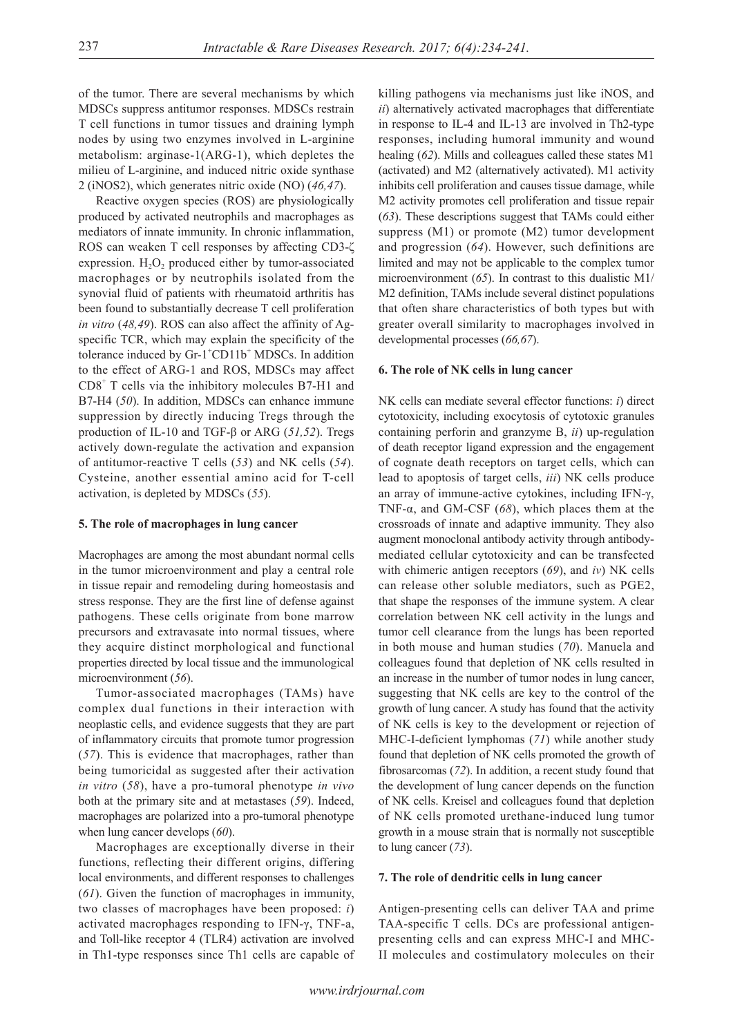of the tumor. There are several mechanisms by which MDSCs suppress antitumor responses. MDSCs restrain T cell functions in tumor tissues and draining lymph nodes by using two enzymes involved in L-arginine metabolism: arginase-1(ARG-1), which depletes the milieu of L-arginine, and induced nitric oxide synthase 2 (iNOS2), which generates nitric oxide (NO) (*46,47*).

Reactive oxygen species (ROS) are physiologically produced by activated neutrophils and macrophages as mediators of innate immunity. In chronic inflammation, ROS can weaken T cell responses by affecting CD3-ζ expression. $H_2O_2$ produced either by tumor-associated macrophages or by neutrophils isolated from the synovial fluid of patients with rheumatoid arthritis has been found to substantially decrease T cell proliferation *in vitro* (*48,49*). ROS can also affect the affinity of Ag-specific TCR, which may explain the specificity of the tolerance induced by Gr-1$^+$CD11b$^+$ MDSCs. In addition to the effect of ARG-1 and ROS, MDSCs may affect CD8$^+$ T cells via the inhibitory molecules B7-H1 and B7-H4 (*50*). In addition, MDSCs can enhance immune suppression by directly inducing Tregs through the production of IL-10 and TGF-β or ARG (*51,52*). Tregs actively down-regulate the activation and expansion of antitumor-reactive T cells (*53*) and NK cells (*54*). Cysteine, another essential amino acid for T-cell activation, is depleted by MDSCs (*55*).

## 5. The role of macrophages in lung cancer

Macrophages are among the most abundant normal cells in the tumor microenvironment and play a central role in tissue repair and remodeling during homeostasis and stress response. They are the first line of defense against pathogens. These cells originate from bone marrow precursors and extravasate into normal tissues, where they acquire distinct morphological and functional properties directed by local tissue and the immunological microenvironment (*56*).

Tumor-associated macrophages (TAMs) have complex dual functions in their interaction with neoplastic cells, and evidence suggests that they are part of inflammatory circuits that promote tumor progression (*57*). This is evidence that macrophages, rather than being tumoricidal as suggested after their activation *in vitro* (*58*), have a pro-tumoral phenotype *in vivo* both at the primary site and at metastases (*59*). Indeed, macrophages are polarized into a pro-tumoral phenotype when lung cancer develops (*60*).

Macrophages are exceptionally diverse in their functions, reflecting their different origins, differing local environments, and different responses to challenges (*61*). Given the function of macrophages in immunity, two classes of macrophages have been proposed: *i*) activated macrophages responding to IFN-γ, TNF-a, and Toll-like receptor 4 (TLR4) activation are involved in Th1-type responses since Th1 cells are capable of killing pathogens via mechanisms just like iNOS, and *ii*) alternatively activated macrophages that differentiate in response to IL-4 and IL-13 are involved in Th2-type responses, including humoral immunity and wound healing (*62*). Mills and colleagues called these states M1 (activated) and M2 (alternatively activated). M1 activity inhibits cell proliferation and causes tissue damage, while M2 activity promotes cell proliferation and tissue repair (*63*). These descriptions suggest that TAMs could either suppress (M1) or promote (M2) tumor development and progression (*64*). However, such definitions are limited and may not be applicable to the complex tumor microenvironment (*65*). In contrast to this dualistic M1/M2 definition, TAMs include several distinct populations that often share characteristics of both types but with greater overall similarity to macrophages involved in developmental processes (*66,67*).

## 6. The role of NK cells in lung cancer

NK cells can mediate several effector functions: *i*) direct cytotoxicity, including exocytosis of cytotoxic granules containing perforin and granzyme B, *ii*) up-regulation of death receptor ligand expression and the engagement of cognate death receptors on target cells, which can lead to apoptosis of target cells, *iii*) NK cells produce an array of immune-active cytokines, including IFN-γ, TNF-α, and GM-CSF (*68*), which places them at the crossroads of innate and adaptive immunity. They also augment monoclonal antibody activity through antibody-mediated cellular cytotoxicity and can be transfected with chimeric antigen receptors (*69*), and *iv*) NK cells can release other soluble mediators, such as PGE2, that shape the responses of the immune system. A clear correlation between NK cell activity in the lungs and tumor cell clearance from the lungs has been reported in both mouse and human studies (*70*). Manuela and colleagues found that depletion of NK cells resulted in an increase in the number of tumor nodes in lung cancer, suggesting that NK cells are key to the control of the growth of lung cancer. A study has found that the activity of NK cells is key to the development or rejection of MHC-I-deficient lymphomas (*71*) while another study found that depletion of NK cells promoted the growth of fibrosarcomas (*72*). In addition, a recent study found that the development of lung cancer depends on the function of NK cells. Kreisel and colleagues found that depletion of NK cells promoted urethane-induced lung tumor growth in a mouse strain that is normally not susceptible to lung cancer (*73*).

## 7. The role of dendritic cells in lung cancer

Antigen-presenting cells can deliver TAA and prime TAA-specific T cells. DCs are professional antigen-presenting cells and can express MHC-I and MHC-II molecules and costimulatory molecules on their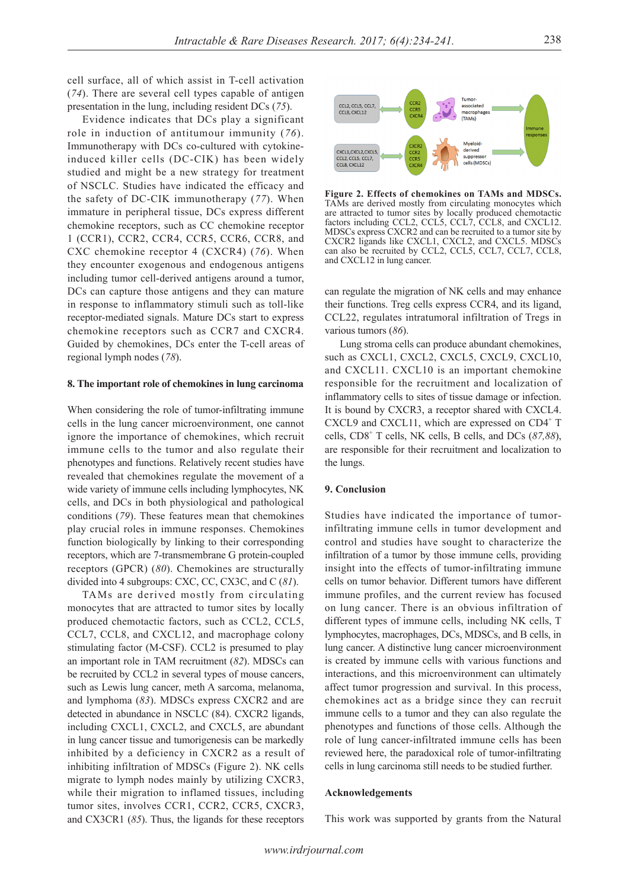cell surface, all of which assist in T-cell activation (*74*). There are several cell types capable of antigen presentation in the lung, including resident DCs (*75*).

Evidence indicates that DCs play a significant role in induction of antitumour immunity (*76*). Immunotherapy with DCs co-cultured with cytokine-induced killer cells (DC-CIK) has been widely studied and might be a new strategy for treatment of NSCLC. Studies have indicated the efficacy and the safety of DC-CIK immunotherapy (*77*). When immature in peripheral tissue, DCs express different chemokine receptors, such as CC chemokine receptor 1 (CCR1), CCR2, CCR4, CCR5, CCR6, CCR8, and CXC chemokine receptor 4 (CXCR4) (*76*). When they encounter exogenous and endogenous antigens including tumor cell-derived antigens around a tumor, DCs can capture those antigens and they can mature in response to inflammatory stimuli such as toll-like receptor-mediated signals. Mature DCs start to express chemokine receptors such as CCR7 and CXCR4. Guided by chemokines, DCs enter the T-cell areas of regional lymph nodes (*78*).

## 8. The important role of chemokines in lung carcinoma

When considering the role of tumor-infiltrating immune cells in the lung cancer microenvironment, one cannot ignore the importance of chemokines, which recruit immune cells to the tumor and also regulate their phenotypes and functions. Relatively recent studies have revealed that chemokines regulate the movement of a wide variety of immune cells including lymphocytes, NK cells, and DCs in both physiological and pathological conditions (*79*). These features mean that chemokines play crucial roles in immune responses. Chemokines function biologically by linking to their corresponding receptors, which are 7-transmembrane G protein-coupled receptors (GPCR) (*80*). Chemokines are structurally divided into 4 subgroups: CXC, CC, CX3C, and C (*81*).

TAMs are derived mostly from circulating monocytes that are attracted to tumor sites by locally produced chemotactic factors, such as CCL2, CCL5, CCL7, CCL8, and CXCL12, and macrophage colony stimulating factor (M-CSF). CCL2 is presumed to play an important role in TAM recruitment (*82*). MDSCs can be recruited by CCL2 in several types of mouse cancers, such as Lewis lung cancer, meth A sarcoma, melanoma, and lymphoma (*83*). MDSCs express CXCR2 and are detected in abundance in NSCLC (84). CXCR2 ligands, including CXCL1, CXCL2, and CXCL5, are abundant in lung cancer tissue and tumorigenesis can be markedly inhibited by a deficiency in CXCR2 as a result of inhibiting infiltration of MDSCs (Figure 2). NK cells migrate to lymph nodes mainly by utilizing CXCR3, while their migration to inflamed tissues, including tumor sites, involves CCR1, CCR2, CCR5, CXCR3, and CX3CR1 (*85*). Thus, the ligands for these receptors can regulate the migration of NK cells and may enhance their functions. Treg cells express CCR4, and its ligand, CCL22, regulates intratumoral infiltration of Tregs in various tumors (*86*).

**Figure 2. Effects of chemokines on TAMs and MDSCs.** TAMs are derived mostly from circulating monocytes which are attracted to tumor sites by locally produced chemotactic factors including CCL2, CCL5, CCL7, CCL8, and CXCL12. MDSCs express CXCR2 and can be recruited to a tumor site by CXCR2 ligands like CXCL1, CXCL2, and CXCL5. MDSCs can also be recruited by CCL2, CCL5, CCL7, CCL7, CCL8, and CXCL12 in lung cancer.

Lung stroma cells can produce abundant chemokines, such as CXCL1, CXCL2, CXCL5, CXCL9, CXCL10, and CXCL11. CXCL10 is an important chemokine responsible for the recruitment and localization of inflammatory cells to sites of tissue damage or infection. It is bound by CXCR3, a receptor shared with CXCL4. CXCL9 and CXCL11, which are expressed on CD4$^+$ T cells, CD8$^+$ T cells, NK cells, B cells, and DCs (*87,88*), are responsible for their recruitment and localization to the lungs.

## 9. Conclusion

Studies have indicated the importance of tumor-infiltrating immune cells in tumor development and control and studies have sought to characterize the infiltration of a tumor by those immune cells, providing insight into the effects of tumor-infiltrating immune cells on tumor behavior. Different tumors have different immune profiles, and the current review has focused on lung cancer. There is an obvious infiltration of different types of immune cells, including NK cells, T lymphocytes, macrophages, DCs, MDSCs, and B cells, in lung cancer. A distinctive lung cancer microenvironment is created by immune cells with various functions and interactions, and this microenvironment can ultimately affect tumor progression and survival. In this process, chemokines act as a bridge since they can recruit immune cells to a tumor and they can also regulate the phenotypes and functions of those cells. Although the role of lung cancer-infiltrated immune cells has been reviewed here, the paradoxical role of tumor-infiltrating cells in lung carcinoma still needs to be studied further.

## Acknowledgements

This work was supported by grants from the Natural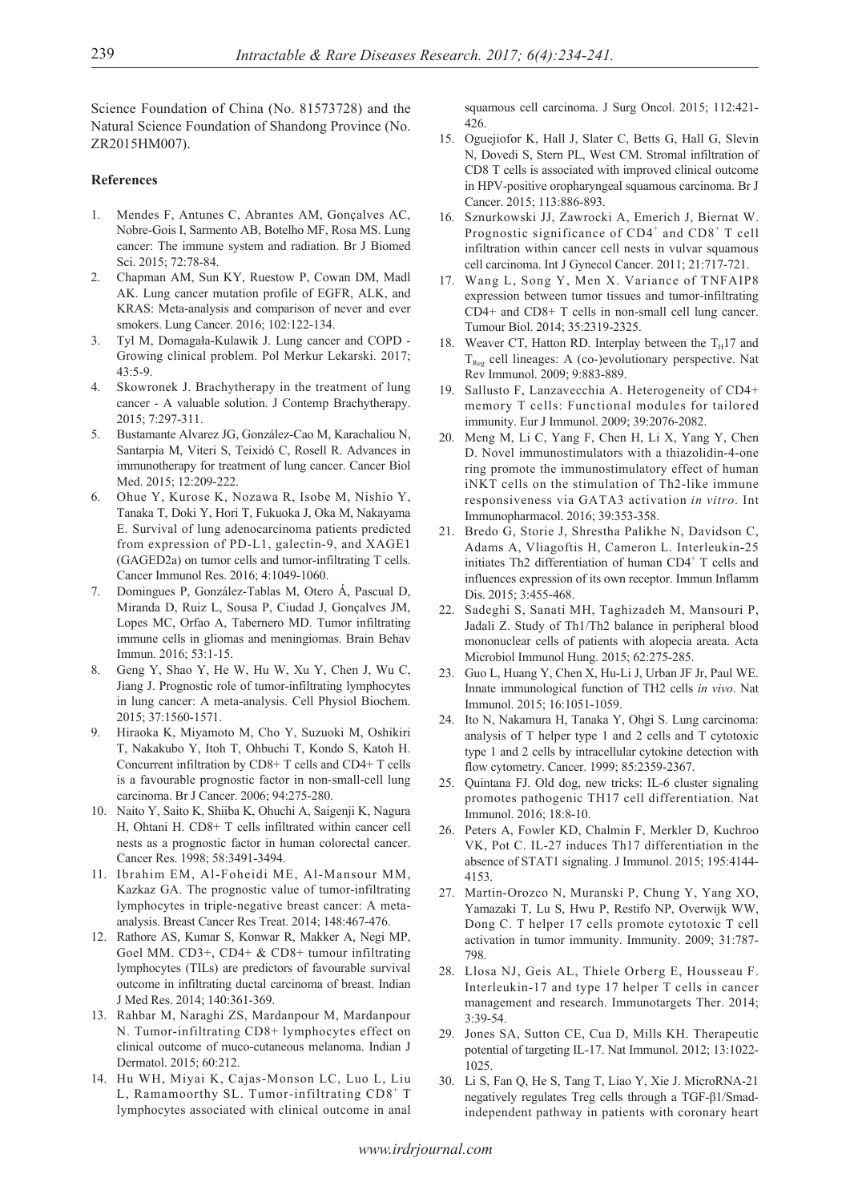Science Foundation of China (No. 81573728) and the Natural Science Foundation of Shandong Province (No. ZR2015HM007).

## References

1. Mendes F, Antunes C, Abrantes AM, Gonçalves AC, Nobre-Gois I, Sarmento AB, Botelho MF, Rosa MS. Lung cancer: The immune system and radiation. Br J Biomed Sci. 2015; 72:78-84.
2. Chapman AM, Sun KY, Ruestow P, Cowan DM, Madl AK. Lung cancer mutation profile of EGFR, ALK, and KRAS: Meta-analysis and comparison of never and ever smokers. Lung Cancer. 2016; 102:122-134.
3. Tyl M, Domagała-Kulawik J. Lung cancer and COPD - Growing clinical problem. Pol Merkur Lekarski. 2017; 43:5-9.
4. Skowronek J. Brachytherapy in the treatment of lung cancer - A valuable solution. J Contemp Brachytherapy. 2015; 7:297-311.
5. Bustamante Alvarez JG, González-Cao M, Karachaliou N, Santarpia M, Viteri S, Teixidó C, Rosell R. Advances in immunotherapy for treatment of lung cancer. Cancer Biol Med. 2015; 12:209-222.
6. Ohue Y, Kurose K, Nozawa R, Isobe M, Nishio Y, Tanaka T, Doki Y, Hori T, Fukuoka J, Oka M, Nakayama E. Survival of lung adenocarcinoma patients predicted from expression of PD-L1, galectin-9, and XAGE1 (GAGED2a) on tumor cells and tumor-infiltrating T cells. Cancer Immunol Res. 2016; 4:1049-1060.
7. Domingues P, González-Tablas M, Otero Á, Pascual D, Miranda D, Ruiz L, Sousa P, Ciudad J, Gonçalves JM, Lopes MC, Orfao A, Tabernero MD. Tumor infiltrating immune cells in gliomas and meningiomas. Brain Behav Immun. 2016; 53:1-15.
8. Geng Y, Shao Y, He W, Hu W, Xu Y, Chen J, Wu C, Jiang J. Prognostic role of tumor-infiltrating lymphocytes in lung cancer: A meta-analysis. Cell Physiol Biochem. 2015; 37:1560-1571.
9. Hiraoka K, Miyamoto M, Cho Y, Suzuoki M, Oshikiri T, Nakakubo Y, Itoh T, Ohbuchi T, Kondo S, Katoh H. Concurrent infiltration by CD8+ T cells and CD4+ T cells is a favourable prognostic factor in non-small-cell lung carcinoma. Br J Cancer. 2006; 94:275-280.
10. Naito Y, Saito K, Shiiba K, Ohuchi A, Saigenji K, Nagura H, Ohtani H. CD8+ T cells infiltrated within cancer cell nests as a prognostic factor in human colorectal cancer. Cancer Res. 1998; 58:3491-3494.
11. Ibrahim EM, Al-Foheidi ME, Al-Mansour MM, Kazkaz GA. The prognostic value of tumor-infiltrating lymphocytes in triple-negative breast cancer: A meta-analysis. Breast Cancer Res Treat. 2014; 148:467-476.
12. Rathore AS, Kumar S, Konwar R, Makker A, Negi MP, Goel MM. CD3+, CD4+ & CD8+ tumour infiltrating lymphocytes (TILs) are predictors of favourable survival outcome in infiltrating ductal carcinoma of breast. Indian J Med Res. 2014; 140:361-369.
13. Rahbar M, Naraghi ZS, Mardanpour M, Mardanpour N. Tumor-infiltrating CD8+ lymphocytes effect on clinical outcome of muco-cutaneous melanoma. Indian J Dermatol. 2015; 60:212.
14. Hu WH, Miyai K, Cajas-Monson LC, Luo L, Liu L, Ramamoorthy SL. Tumor-infiltrating $CD8^+$ T lymphocytes associated with clinical outcome in anal squamous cell carcinoma. J Surg Oncol. 2015; 112:421-426.
15. Oguejiofor K, Hall J, Slater C, Betts G, Hall G, Slevin N, Dovedi S, Stern PL, West CM. Stromal infiltration of CD8 T cells is associated with improved clinical outcome in HPV-positive oropharyngeal squamous carcinoma. Br J Cancer. 2015; 113:886-893.
16. Sznurkowski JJ, Zawrocki A, Emerich J, Biernat W. Prognostic significance of $CD4^+$ and $CD8^+$ T cell infiltration within cancer cell nests in vulvar squamous cell carcinoma. Int J Gynecol Cancer. 2011; 21:717-721.
17. Wang L, Song Y, Men X. Variance of TNFAIP8 expression between tumor tissues and tumor-infiltrating CD4+ and CD8+ T cells in non-small cell lung cancer. Tumour Biol. 2014; 35:2319-2325.
18. Weaver CT, Hatton RD. Interplay between the $T_H17$ and $T_{Reg}$ cell lineages: A (co-)evolutionary perspective. Nat Rev Immunol. 2009; 9:883-889.
19. Sallusto F, Lanzavecchia A. Heterogeneity of CD4+ memory T cells: Functional modules for tailored immunity. Eur J Immunol. 2009; 39:2076-2082.
20. Meng M, Li C, Yang F, Chen H, Li X, Yang Y, Chen D. Novel immunostimulators with a thiazolidin-4-one ring promote the immunostimulatory effect of human iNKT cells on the stimulation of Th2-like immune responsiveness via GATA3 activation *in vitro*. Int Immunopharmacol. 2016; 39:353-358.
21. Bredo G, Storie J, Shrestha Palikhe N, Davidson C, Adams A, Vliagoftis H, Cameron L. Interleukin-25 initiates Th2 differentiation of human $CD4^+$ T cells and influences expression of its own receptor. Immun Inflamm Dis. 2015; 3:455-468.
22. Sadeghi S, Sanati MH, Taghizadeh M, Mansouri P, Jadali Z. Study of Th1/Th2 balance in peripheral blood mononuclear cells of patients with alopecia areata. Acta Microbiol Immunol Hung. 2015; 62:275-285.
23. Guo L, Huang Y, Chen X, Hu-Li J, Urban JF Jr, Paul WE. Innate immunological function of TH2 cells *in vivo*. Nat Immunol. 2015; 16:1051-1059.
24. Ito N, Nakamura H, Tanaka Y, Ohgi S. Lung carcinoma: analysis of T helper type 1 and 2 cells and T cytotoxic type 1 and 2 cells by intracellular cytokine detection with flow cytometry. Cancer. 1999; 85:2359-2367.
25. Quintana FJ. Old dog, new tricks: IL-6 cluster signaling promotes pathogenic TH17 cell differentiation. Nat Immunol. 2016; 18:8-10.
26. Peters A, Fowler KD, Chalmin F, Merkler D, Kuchroo VK, Pot C. IL-27 induces Th17 differentiation in the absence of STAT1 signaling. J Immunol. 2015; 195:4144-4153.
27. Martin-Orozco N, Muranski P, Chung Y, Yang XO, Yamazaki T, Lu S, Hwu P, Restifo NP, Overwijk WW, Dong C. T helper 17 cells promote cytotoxic T cell activation in tumor immunity. Immunity. 2009; 31:787-798.
28. Llosa NJ, Geis AL, Thiele Orberg E, Housseau F. Interleukin-17 and type 17 helper T cells in cancer management and research. Immunotargets Ther. 2014; 3:39-54.
29. Jones SA, Sutton CE, Cua D, Mills KH. Therapeutic potential of targeting IL-17. Nat Immunol. 2012; 13:1022-1025.
30. Li S, Fan Q, He S, Tang T, Liao Y, Xie J. MicroRNA-21 negatively regulates Treg cells through a TGF-β1/Smad-independent pathway in patients with coronary heart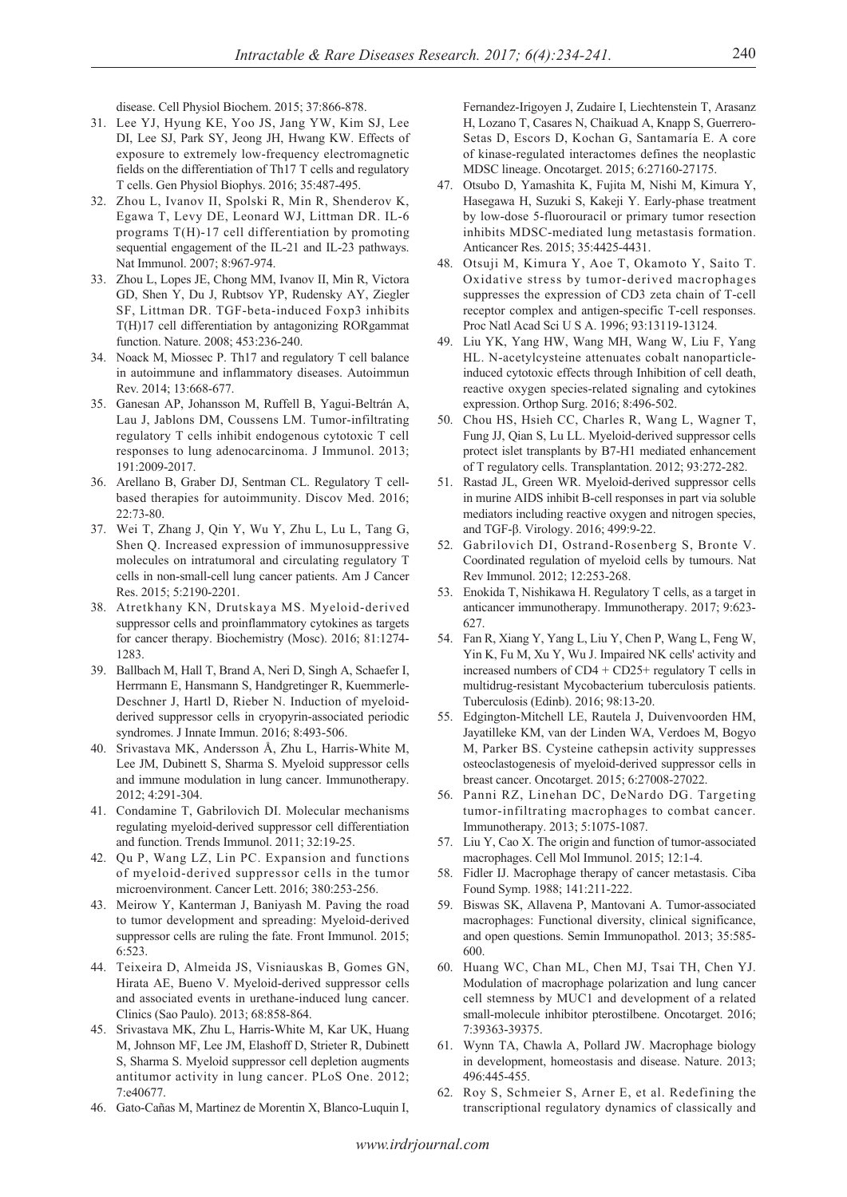disease. Cell Physiol Biochem. 2015; 37:866-878.

31. Lee YJ, Hyung KE, Yoo JS, Jang YW, Kim SJ, Lee DI, Lee SJ, Park SY, Jeong JH, Hwang KW. Effects of exposure to extremely low-frequency electromagnetic fields on the differentiation of Th17 T cells and regulatory T cells. Gen Physiol Biophys. 2016; 35:487-495.
32. Zhou L, Ivanov II, Spolski R, Min R, Shenderov K, Egawa T, Levy DE, Leonard WJ, Littman DR. IL-6 programs T(H)-17 cell differentiation by promoting sequential engagement of the IL-21 and IL-23 pathways. Nat Immunol. 2007; 8:967-974.
33. Zhou L, Lopes JE, Chong MM, Ivanov II, Min R, Victora GD, Shen Y, Du J, Rubtsov YP, Rudensky AY, Ziegler SF, Littman DR. TGF-beta-induced Foxp3 inhibits T(H)17 cell differentiation by antagonizing RORgammat function. Nature. 2008; 453:236-240.
34. Noack M, Miossec P. Th17 and regulatory T cell balance in autoimmune and inflammatory diseases. Autoimmun Rev. 2014; 13:668-677.
35. Ganesan AP, Johansson M, Ruffell B, Yagui-Beltrán A, Lau J, Jablons DM, Coussens LM. Tumor-infiltrating regulatory T cells inhibit endogenous cytotoxic T cell responses to lung adenocarcinoma. J Immunol. 2013; 191:2009-2017.
36. Arellano B, Graber DJ, Sentman CL. Regulatory T cell-based therapies for autoimmunity. Discov Med. 2016; 22:73-80.
37. Wei T, Zhang J, Qin Y, Wu Y, Zhu L, Lu L, Tang G, Shen Q. Increased expression of immunosuppressive molecules on intratumoral and circulating regulatory T cells in non-small-cell lung cancer patients. Am J Cancer Res. 2015; 5:2190-2201.
38. Atretkhany KN, Drutskaya MS. Myeloid-derived suppressor cells and proinflammatory cytokines as targets for cancer therapy. Biochemistry (Mosc). 2016; 81:1274-1283.
39. Ballbach M, Hall T, Brand A, Neri D, Singh A, Schaefer I, Herrmann E, Hansmann S, Handgretinger R, Kuemmerle-Deschner J, Hartl D, Rieber N. Induction of myeloid-derived suppressor cells in cryopyrin-associated periodic syndromes. J Innate Immun. 2016; 8:493-506.
40. Srivastava MK, Andersson Å, Zhu L, Harris-White M, Lee JM, Dubinett S, Sharma S. Myeloid suppressor cells and immune modulation in lung cancer. Immunotherapy. 2012; 4:291-304.
41. Condamine T, Gabrilovich DI. Molecular mechanisms regulating myeloid-derived suppressor cell differentiation and function. Trends Immunol. 2011; 32:19-25.
42. Qu P, Wang LZ, Lin PC. Expansion and functions of myeloid-derived suppressor cells in the tumor microenvironment. Cancer Lett. 2016; 380:253-256.
43. Meirow Y, Kanterman J, Baniyash M. Paving the road to tumor development and spreading: Myeloid-derived suppressor cells are ruling the fate. Front Immunol. 2015; 6:523.
44. Teixeira D, Almeida JS, Visniauskas B, Gomes GN, Hirata AE, Bueno V. Myeloid-derived suppressor cells and associated events in urethane-induced lung cancer. Clinics (Sao Paulo). 2013; 68:858-864.
45. Srivastava MK, Zhu L, Harris-White M, Kar UK, Huang M, Johnson MF, Lee JM, Elashoff D, Strieter R, Dubinett S, Sharma S. Myeloid suppressor cell depletion augments antitumor activity in lung cancer. PLoS One. 2012; 7:e40677.
46. Gato-Cañas M, Martinez de Morentin X, Blanco-Luquin I, Fernandez-Irigoyen J, Zudaire I, Liechtenstein T, Arasanz H, Lozano T, Casares N, Chaikuad A, Knapp S, Guerrero-Setas D, Escors D, Kochan G, Santamaría E. A core of kinase-regulated interactomes defines the neoplastic MDSC lineage. Oncotarget. 2015; 6:27160-27175.
47. Otsubo D, Yamashita K, Fujita M, Nishi M, Kimura Y, Hasegawa H, Suzuki S, Kakeji Y. Early-phase treatment by low-dose 5-fluorouracil or primary tumor resection inhibits MDSC-mediated lung metastasis formation. Anticancer Res. 2015; 35:4425-4431.
48. Otsuji M, Kimura Y, Aoe T, Okamoto Y, Saito T. Oxidative stress by tumor-derived macrophages suppresses the expression of CD3 zeta chain of T-cell receptor complex and antigen-specific T-cell responses. Proc Natl Acad Sci U S A. 1996; 93:13119-13124.
49. Liu YK, Yang HW, Wang MH, Wang W, Liu F, Yang HL. N-acetylcysteine attenuates cobalt nanoparticle-induced cytotoxic effects through Inhibition of cell death, reactive oxygen species-related signaling and cytokines expression. Orthop Surg. 2016; 8:496-502.
50. Chou HS, Hsieh CC, Charles R, Wang L, Wagner T, Fung JJ, Qian S, Lu LL. Myeloid-derived suppressor cells protect islet transplants by B7-H1 mediated enhancement of T regulatory cells. Transplantation. 2012; 93:272-282.
51. Rastad JL, Green WR. Myeloid-derived suppressor cells in murine AIDS inhibit B-cell responses in part via soluble mediators including reactive oxygen and nitrogen species, and TGF-β. Virology. 2016; 499:9-22.
52. Gabrilovich DI, Ostrand-Rosenberg S, Bronte V. Coordinated regulation of myeloid cells by tumours. Nat Rev Immunol. 2012; 12:253-268.
53. Enokida T, Nishikawa H. Regulatory T cells, as a target in anticancer immunotherapy. Immunotherapy. 2017; 9:623-627.
54. Fan R, Xiang Y, Yang L, Liu Y, Chen P, Wang L, Feng W, Yin K, Fu M, Xu Y, Wu J. Impaired NK cells' activity and increased numbers of CD4 + CD25+ regulatory T cells in multidrug-resistant Mycobacterium tuberculosis patients. Tuberculosis (Edinb). 2016; 98:13-20.
55. Edgington-Mitchell LE, Rautela J, Duivenvoorden HM, Jayatilleke KM, van der Linden WA, Verdoes M, Bogyo M, Parker BS. Cysteine cathepsin activity suppresses osteoclastogenesis of myeloid-derived suppressor cells in breast cancer. Oncotarget. 2015; 6:27008-27022.
56. Panni RZ, Linehan DC, DeNardo DG. Targeting tumor-infiltrating macrophages to combat cancer. Immunotherapy. 2013; 5:1075-1087.
57. Liu Y, Cao X. The origin and function of tumor-associated macrophages. Cell Mol Immunol. 2015; 12:1-4.
58. Fidler IJ. Macrophage therapy of cancer metastasis. Ciba Found Symp. 1988; 141:211-222.
59. Biswas SK, Allavena P, Mantovani A. Tumor-associated macrophages: Functional diversity, clinical significance, and open questions. Semin Immunopathol. 2013; 35:585-600.
60. Huang WC, Chan ML, Chen MJ, Tsai TH, Chen YJ. Modulation of macrophage polarization and lung cancer cell stemness by MUC1 and development of a related small-molecule inhibitor pterostilbene. Oncotarget. 2016; 7:39363-39375.
61. Wynn TA, Chawla A, Pollard JW. Macrophage biology in development, homeostasis and disease. Nature. 2013; 496:445-455.
62. Roy S, Schmeier S, Arner E, et al. Redefining the transcriptional regulatory dynamics of classically and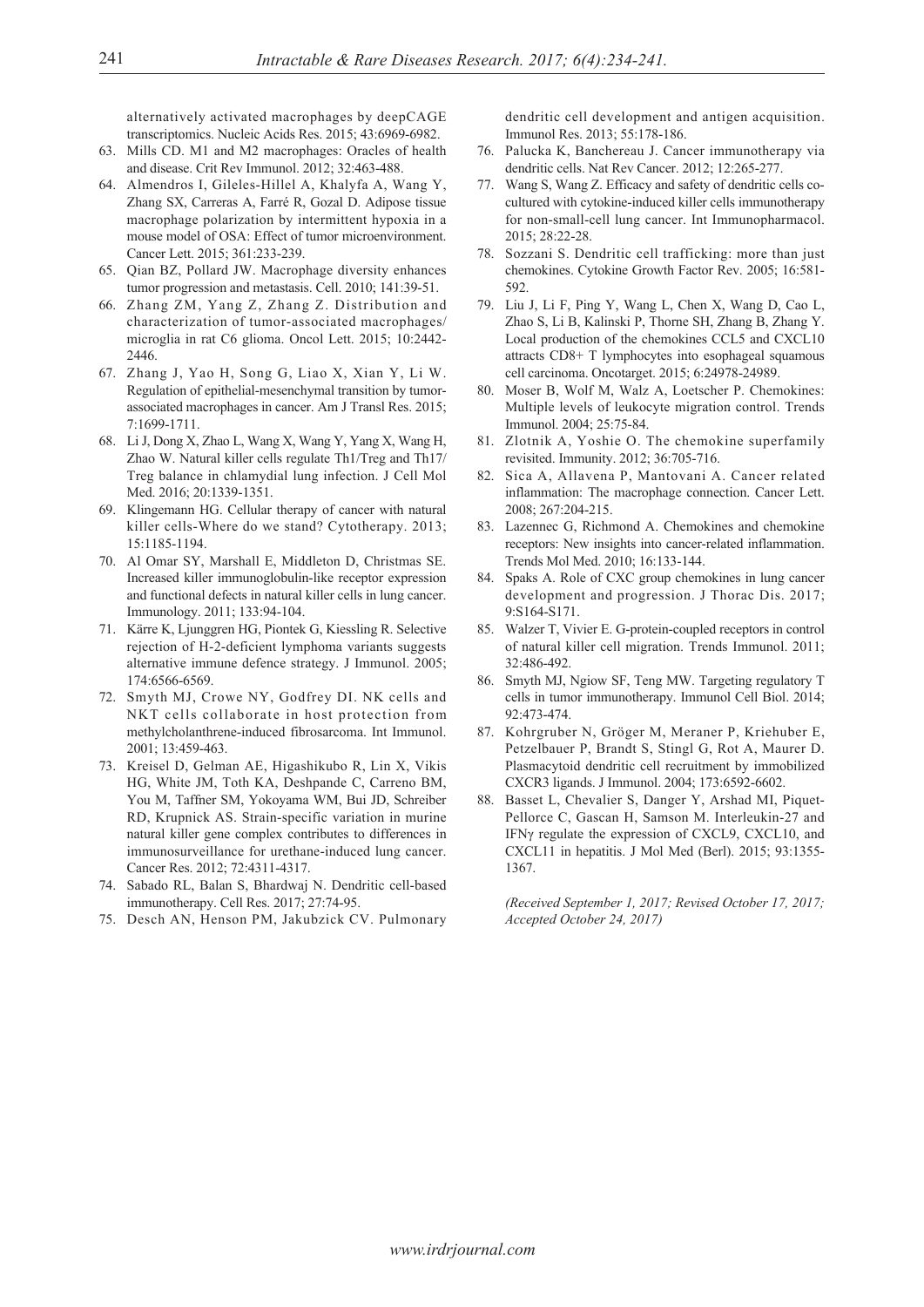alternatively activated macrophages by deepCAGE transcriptomics. Nucleic Acids Res. 2015; 43:6969-6982.

63. Mills CD. M1 and M2 macrophages: Oracles of health and disease. Crit Rev Immunol. 2012; 32:463-488.
64. Almendros I, Gileles-Hillel A, Khalyfa A, Wang Y, Zhang SX, Carreras A, Farré R, Gozal D. Adipose tissue macrophage polarization by intermittent hypoxia in a mouse model of OSA: Effect of tumor microenvironment. Cancer Lett. 2015; 361:233-239.
65. Qian BZ, Pollard JW. Macrophage diversity enhances tumor progression and metastasis. Cell. 2010; 141:39-51.
66. Zhang ZM, Yang Z, Zhang Z. Distribution and characterization of tumor-associated macrophages/microglia in rat C6 glioma. Oncol Lett. 2015; 10:2442-2446.
67. Zhang J, Yao H, Song G, Liao X, Xian Y, Li W. Regulation of epithelial-mesenchymal transition by tumor-associated macrophages in cancer. Am J Transl Res. 2015; 7:1699-1711.
68. Li J, Dong X, Zhao L, Wang X, Wang Y, Yang X, Wang H, Zhao W. Natural killer cells regulate Th1/Treg and Th17/Treg balance in chlamydial lung infection. J Cell Mol Med. 2016; 20:1339-1351.
69. Klingemann HG. Cellular therapy of cancer with natural killer cells-Where do we stand? Cytotherapy. 2013; 15:1185-1194.
70. Al Omar SY, Marshall E, Middleton D, Christmas SE. Increased killer immunoglobulin-like receptor expression and functional defects in natural killer cells in lung cancer. Immunology. 2011; 133:94-104.
71. Kärre K, Ljunggren HG, Piontek G, Kiessling R. Selective rejection of H-2-deficient lymphoma variants suggests alternative immune defence strategy. J Immunol. 2005; 174:6566-6569.
72. Smyth MJ, Crowe NY, Godfrey DI. NK cells and NKT cells collaborate in host protection from methylcholanthrene-induced fibrosarcoma. Int Immunol. 2001; 13:459-463.
73. Kreisel D, Gelman AE, Higashikubo R, Lin X, Vikis HG, White JM, Toth KA, Deshpande C, Carreno BM, You M, Taffner SM, Yokoyama WM, Bui JD, Schreiber RD, Krupnick AS. Strain-specific variation in murine natural killer gene complex contributes to differences in immunosurveillance for urethane-induced lung cancer. Cancer Res. 2012; 72:4311-4317.
74. Sabado RL, Balan S, Bhardwaj N. Dendritic cell-based immunotherapy. Cell Res. 2017; 27:74-95.
75. Desch AN, Henson PM, Jakubzick CV. Pulmonary dendritic cell development and antigen acquisition. Immunol Res. 2013; 55:178-186.
76. Palucka K, Banchereau J. Cancer immunotherapy via dendritic cells. Nat Rev Cancer. 2012; 12:265-277.
77. Wang S, Wang Z. Efficacy and safety of dendritic cells co-cultured with cytokine-induced killer cells immunotherapy for non-small-cell lung cancer. Int Immunopharmacol. 2015; 28:22-28.
78. Sozzani S. Dendritic cell trafficking: more than just chemokines. Cytokine Growth Factor Rev. 2005; 16:581-592.
79. Liu J, Li F, Ping Y, Wang L, Chen X, Wang D, Cao L, Zhao S, Li B, Kalinski P, Thorne SH, Zhang B, Zhang Y. Local production of the chemokines CCL5 and CXCL10 attracts CD8+ T lymphocytes into esophageal squamous cell carcinoma. Oncotarget. 2015; 6:24978-24989.
80. Moser B, Wolf M, Walz A, Loetscher P. Chemokines: Multiple levels of leukocyte migration control. Trends Immunol. 2004; 25:75-84.
81. Zlotnik A, Yoshie O. The chemokine superfamily revisited. Immunity. 2012; 36:705-716.
82. Sica A, Allavena P, Mantovani A. Cancer related inflammation: The macrophage connection. Cancer Lett. 2008; 267:204-215.
83. Lazennec G, Richmond A. Chemokines and chemokine receptors: New insights into cancer-related inflammation. Trends Mol Med. 2010; 16:133-144.
84. Spaks A. Role of CXC group chemokines in lung cancer development and progression. J Thorac Dis. 2017; 9:S164-S171.
85. Walzer T, Vivier E. G-protein-coupled receptors in control of natural killer cell migration. Trends Immunol. 2011; 32:486-492.
86. Smyth MJ, Ngiow SF, Teng MW. Targeting regulatory T cells in tumor immunotherapy. Immunol Cell Biol. 2014; 92:473-474.
87. Kohrgruber N, Gröger M, Meraner P, Kriehuber E, Petzelbauer P, Brandt S, Stingl G, Rot A, Maurer D. Plasmacytoid dendritic cell recruitment by immobilized CXCR3 ligands. J Immunol. 2004; 173:6592-6602.
88. Basset L, Chevalier S, Danger Y, Arshad MI, Piquet-Pellorce C, Gascan H, Samson M. Interleukin-27 and IFNγ regulate the expression of CXCL9, CXCL10, and CXCL11 in hepatitis. J Mol Med (Berl). 2015; 93:1355-1367.

*(Received September 1, 2017; Revised October 17, 2017; Accepted October 24, 2017)*